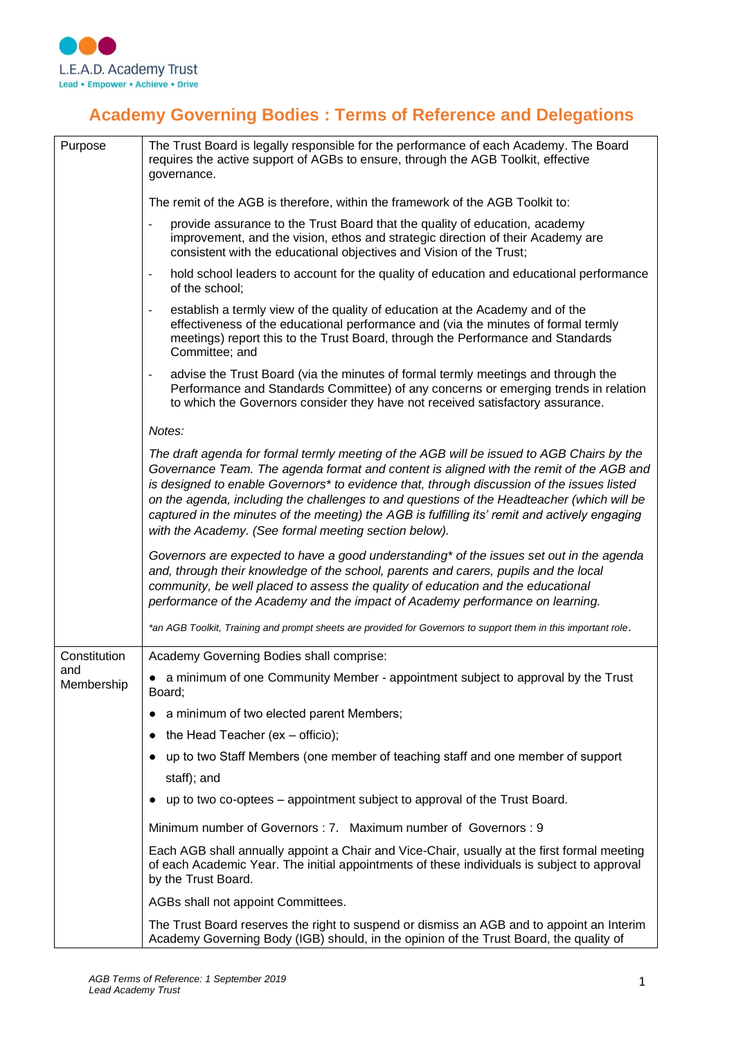L.E.A.D. Academy Trust
Lead • Empower • Achieve • Drive

# Academy Governing Bodies : Terms of Reference and Delegations

| | |
|---|---|
| Purpose | The Trust Board is legally responsible for the performance of each Academy. The Board requires the active support of AGBs to ensure, through the AGB Toolkit, effective governance.<br><br>The remit of the AGB is therefore, within the framework of the AGB Toolkit to:<br><br>- provide assurance to the Trust Board that the quality of education, academy improvement, and the vision, ethos and strategic direction of their Academy are consistent with the educational objectives and Vision of the Trust;<br>- hold school leaders to account for the quality of education and educational performance of the school;<br>- establish a termly view of the quality of education at the Academy and of the effectiveness of the educational performance and (via the minutes of formal termly meetings) report this to the Trust Board, through the Performance and Standards Committee; and<br>- advise the Trust Board (via the minutes of formal termly meetings and through the Performance and Standards Committee) of any concerns or emerging trends in relation to which the Governors consider they have not received satisfactory assurance.<br><br>*Notes:*<br><br>*The draft agenda for formal termly meeting of the AGB will be issued to AGB Chairs by the Governance Team. The agenda format and content is aligned with the remit of the AGB and is designed to enable Governors* to evidence that, through discussion of the issues listed on the agenda, including the challenges to and questions of the Headteacher (which will be captured in the minutes of the meeting) the AGB is fulfilling its' remit and actively engaging with the Academy. (See formal meeting section below).*<br><br>*Governors are expected to have a good understanding* of the issues set out in the agenda and, through their knowledge of the school, parents and carers, pupils and the local community, be well placed to assess the quality of education and the educational performance of the Academy and the impact of Academy performance on learning.*<br><br>*\*an AGB Toolkit, Training and prompt sheets are provided for Governors to support them in this important role.* |
| Constitution and Membership | Academy Governing Bodies shall comprise:<br><br>• a minimum of one Community Member - appointment subject to approval by the Trust Board;<br>• a minimum of two elected parent Members;<br>• the Head Teacher (ex – officio);<br>• up to two Staff Members (one member of teaching staff and one member of support staff); and<br>• up to two co-optees – appointment subject to approval of the Trust Board.<br><br>Minimum number of Governors : 7. Maximum number of Governors : 9<br><br>Each AGB shall annually appoint a Chair and Vice-Chair, usually at the first formal meeting of each Academic Year. The initial appointments of these individuals is subject to approval by the Trust Board.<br><br>AGBs shall not appoint Committees.<br><br>The Trust Board reserves the right to suspend or dismiss an AGB and to appoint an Interim Academy Governing Body (IGB) should, in the opinion of the Trust Board, the quality of |

*AGB Terms of Reference: 1 September 2019*
*Lead Academy Trust*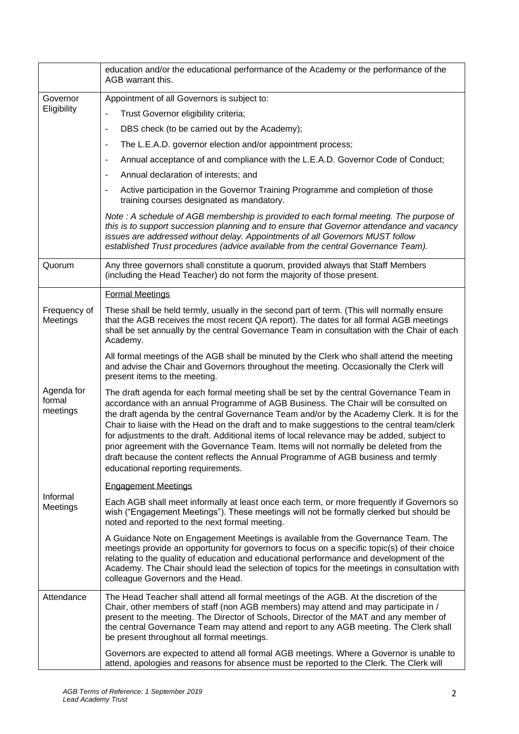| | |
|---|---|
| | education and/or the educational performance of the Academy or the performance of the AGB warrant this. |
| Governor Eligibility | Appointment of all Governors is subject to:<br>- Trust Governor eligibility criteria;<br>- DBS check (to be carried out by the Academy);<br>- The L.E.A.D. governor election and/or appointment process;<br>- Annual acceptance of and compliance with the L.E.A.D. Governor Code of Conduct;<br>- Annual declaration of interests; and<br>- Active participation in the Governor Training Programme and completion of those training courses designated as mandatory.<br><br>*Note : A schedule of AGB membership is provided to each formal meeting. The purpose of this is to support succession planning and to ensure that Governor attendance and vacancy issues are addressed without delay. Appointments of all Governors MUST follow established Trust procedures (advice available from the central Governance Team).* |
| Quorum | Any three governors shall constitute a quorum, provided always that Staff Members (including the Head Teacher) do not form the majority of those present. |
| Frequency of Meetings<br><br>Agenda for formal meetings<br><br>Informal Meetings | <u>Formal Meetings</u><br><br>These shall be held termly, usually in the second part of term. (This will normally ensure that the AGB receives the most recent QA report). The dates for all formal AGB meetings shall be set annually by the central Governance Team in consultation with the Chair of each Academy.<br><br>All formal meetings of the AGB shall be minuted by the Clerk who shall attend the meeting and advise the Chair and Governors throughout the meeting. Occasionally the Clerk will present items to the meeting.<br><br>The draft agenda for each formal meeting shall be set by the central Governance Team in accordance with an annual Programme of AGB Business. The Chair will be consulted on the draft agenda by the central Governance Team and/or by the Academy Clerk. It is for the Chair to liaise with the Head on the draft and to make suggestions to the central team/clerk for adjustments to the draft. Additional items of local relevance may be added, subject to prior agreement with the Governance Team. Items will not normally be deleted from the draft because the content reflects the Annual Programme of AGB business and termly educational reporting requirements.<br><br><u>Engagement Meetings</u><br><br>Each AGB shall meet informally at least once each term, or more frequently if Governors so wish ("Engagement Meetings"). These meetings will not be formally clerked but should be noted and reported to the next formal meeting.<br><br>A Guidance Note on Engagement Meetings is available from the Governance Team. The meetings provide an opportunity for governors to focus on a specific topic(s) of their choice relating to the quality of education and educational performance and development of the Academy. The Chair should lead the selection of topics for the meetings in consultation with colleague Governors and the Head. |
| Attendance | The Head Teacher shall attend all formal meetings of the AGB. At the discretion of the Chair, other members of staff (non AGB members) may attend and may participate in / present to the meeting. The Director of Schools, Director of the MAT and any member of the central Governance Team may attend and report to any AGB meeting. The Clerk shall be present throughout all formal meetings.<br><br>Governors are expected to attend all formal AGB meetings. Where a Governor is unable to attend, apologies and reasons for absence must be reported to the Clerk. The Clerk will |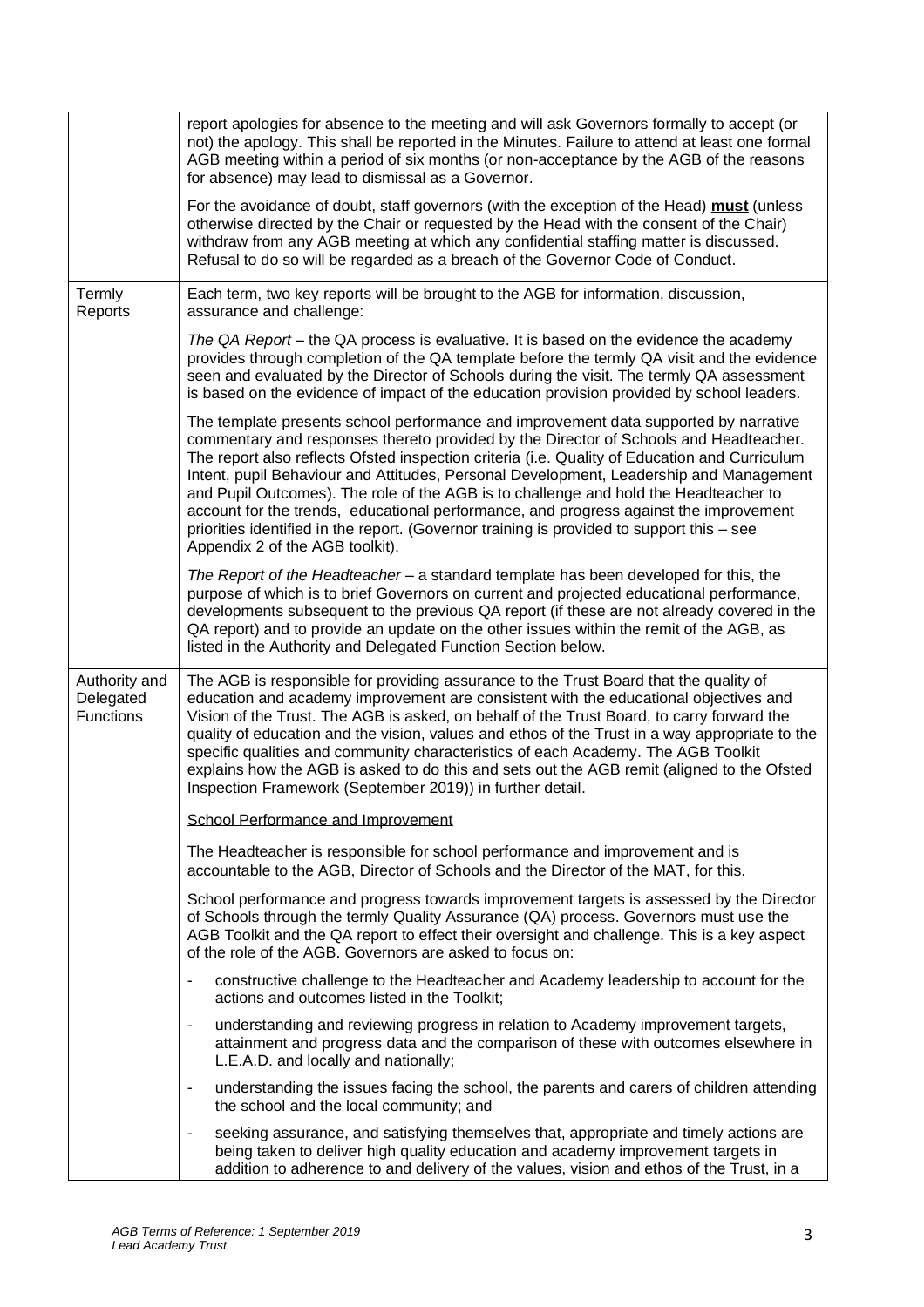| | |
|---|---|
| | report apologies for absence to the meeting and will ask Governors formally to accept (or not) the apology. This shall be reported in the Minutes. Failure to attend at least one formal AGB meeting within a period of six months (or non-acceptance by the AGB of the reasons for absence) may lead to dismissal as a Governor.<br><br>For the avoidance of doubt, staff governors (with the exception of the Head) <u>**must**</u> (unless otherwise directed by the Chair or requested by the Head with the consent of the Chair) withdraw from any AGB meeting at which any confidential staffing matter is discussed. Refusal to do so will be regarded as a breach of the Governor Code of Conduct. |
| Termly Reports | Each term, two key reports will be brought to the AGB for information, discussion, assurance and challenge:<br><br>*The QA Report* – the QA process is evaluative. It is based on the evidence the academy provides through completion of the QA template before the termly QA visit and the evidence seen and evaluated by the Director of Schools during the visit. The termly QA assessment is based on the evidence of impact of the education provision provided by school leaders.<br><br>The template presents school performance and improvement data supported by narrative commentary and responses thereto provided by the Director of Schools and Headteacher. The report also reflects Ofsted inspection criteria (i.e. Quality of Education and Curriculum Intent, pupil Behaviour and Attitudes, Personal Development, Leadership and Management and Pupil Outcomes). The role of the AGB is to challenge and hold the Headteacher to account for the trends, educational performance, and progress against the improvement priorities identified in the report. (Governor training is provided to support this – see Appendix 2 of the AGB toolkit).<br><br>*The Report of the Headteacher* – a standard template has been developed for this, the purpose of which is to brief Governors on current and projected educational performance, developments subsequent to the previous QA report (if these are not already covered in the QA report) and to provide an update on the other issues within the remit of the AGB, as listed in the Authority and Delegated Function Section below. |
| Authority and Delegated Functions | The AGB is responsible for providing assurance to the Trust Board that the quality of education and academy improvement are consistent with the educational objectives and Vision of the Trust. The AGB is asked, on behalf of the Trust Board, to carry forward the quality of education and the vision, values and ethos of the Trust in a way appropriate to the specific qualities and community characteristics of each Academy. The AGB Toolkit explains how the AGB is asked to do this and sets out the AGB remit (aligned to the Ofsted Inspection Framework (September 2019)) in further detail.<br><br><u>School Performance and Improvement</u><br><br>The Headteacher is responsible for school performance and improvement and is accountable to the AGB, Director of Schools and the Director of the MAT, for this.<br><br>School performance and progress towards improvement targets is assessed by the Director of Schools through the termly Quality Assurance (QA) process. Governors must use the AGB Toolkit and the QA report to effect their oversight and challenge. This is a key aspect of the role of the AGB. Governors are asked to focus on:<br><br>- constructive challenge to the Headteacher and Academy leadership to account for the actions and outcomes listed in the Toolkit;<br>- understanding and reviewing progress in relation to Academy improvement targets, attainment and progress data and the comparison of these with outcomes elsewhere in L.E.A.D. and locally and nationally;<br>- understanding the issues facing the school, the parents and carers of children attending the school and the local community; and<br>- seeking assurance, and satisfying themselves that, appropriate and timely actions are being taken to deliver high quality education and academy improvement targets in addition to adherence to and delivery of the values, vision and ethos of the Trust, in a |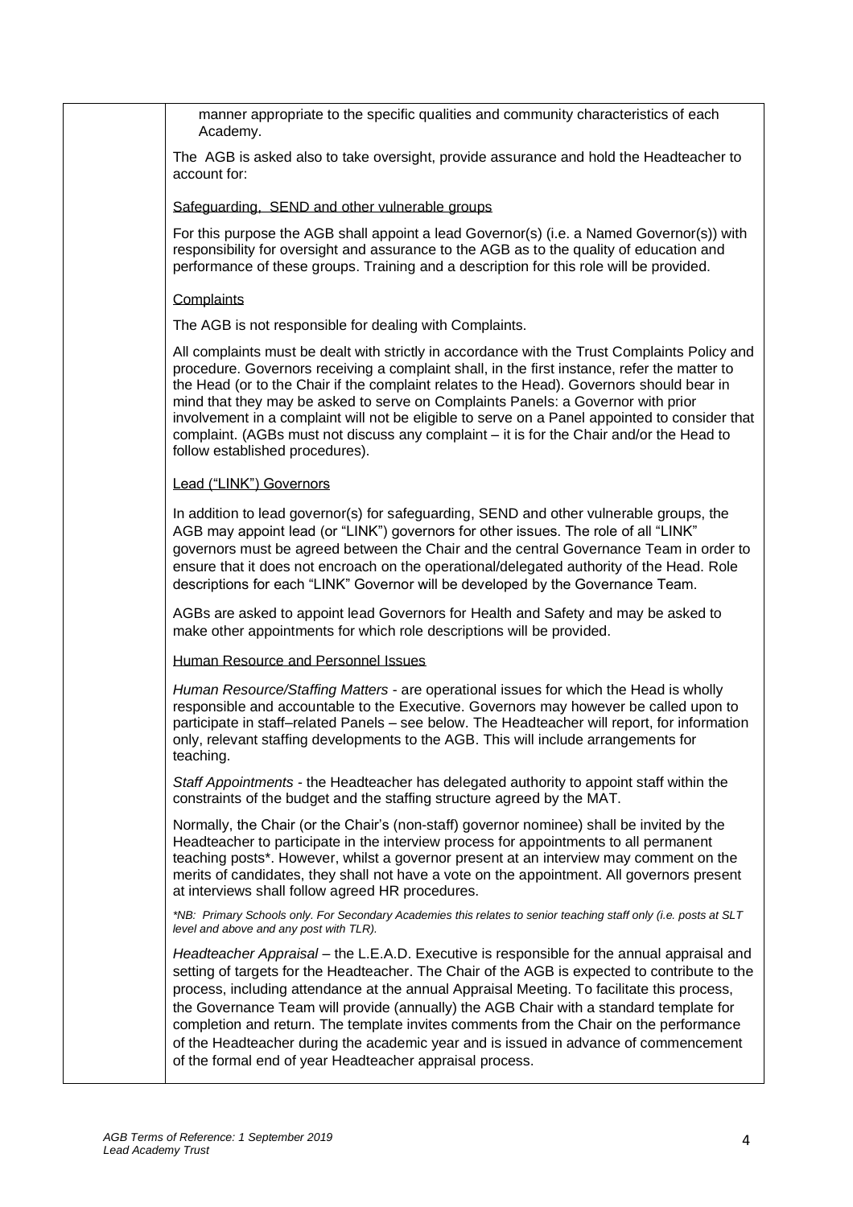manner appropriate to the specific qualities and community characteristics of each Academy.

The AGB is asked also to take oversight, provide assurance and hold the Headteacher to account for:

Safeguarding, SEND and other vulnerable groups

For this purpose the AGB shall appoint a lead Governor(s) (i.e. a Named Governor(s)) with responsibility for oversight and assurance to the AGB as to the quality of education and performance of these groups. Training and a description for this role will be provided.

Complaints

The AGB is not responsible for dealing with Complaints.

All complaints must be dealt with strictly in accordance with the Trust Complaints Policy and procedure. Governors receiving a complaint shall, in the first instance, refer the matter to the Head (or to the Chair if the complaint relates to the Head). Governors should bear in mind that they may be asked to serve on Complaints Panels: a Governor with prior involvement in a complaint will not be eligible to serve on a Panel appointed to consider that complaint. (AGBs must not discuss any complaint – it is for the Chair and/or the Head to follow established procedures).

Lead ("LINK") Governors

In addition to lead governor(s) for safeguarding, SEND and other vulnerable groups, the AGB may appoint lead (or "LINK") governors for other issues. The role of all "LINK" governors must be agreed between the Chair and the central Governance Team in order to ensure that it does not encroach on the operational/delegated authority of the Head. Role descriptions for each "LINK" Governor will be developed by the Governance Team.

AGBs are asked to appoint lead Governors for Health and Safety and may be asked to make other appointments for which role descriptions will be provided.

Human Resource and Personnel Issues

*Human Resource/Staffing Matters* - are operational issues for which the Head is wholly responsible and accountable to the Executive. Governors may however be called upon to participate in staff–related Panels – see below. The Headteacher will report, for information only, relevant staffing developments to the AGB. This will include arrangements for teaching.

*Staff Appointments* - the Headteacher has delegated authority to appoint staff within the constraints of the budget and the staffing structure agreed by the MAT.

Normally, the Chair (or the Chair's (non-staff) governor nominee) shall be invited by the Headteacher to participate in the interview process for appointments to all permanent teaching posts*. However, whilst a governor present at an interview may comment on the merits of candidates, they shall not have a vote on the appointment. All governors present at interviews shall follow agreed HR procedures.

*\*NB: Primary Schools only. For Secondary Academies this relates to senior teaching staff only (i.e. posts at SLT level and above and any post with TLR).*

*Headteacher Appraisal* – the L.E.A.D. Executive is responsible for the annual appraisal and setting of targets for the Headteacher. The Chair of the AGB is expected to contribute to the process, including attendance at the annual Appraisal Meeting. To facilitate this process, the Governance Team will provide (annually) the AGB Chair with a standard template for completion and return. The template invites comments from the Chair on the performance of the Headteacher during the academic year and is issued in advance of commencement of the formal end of year Headteacher appraisal process.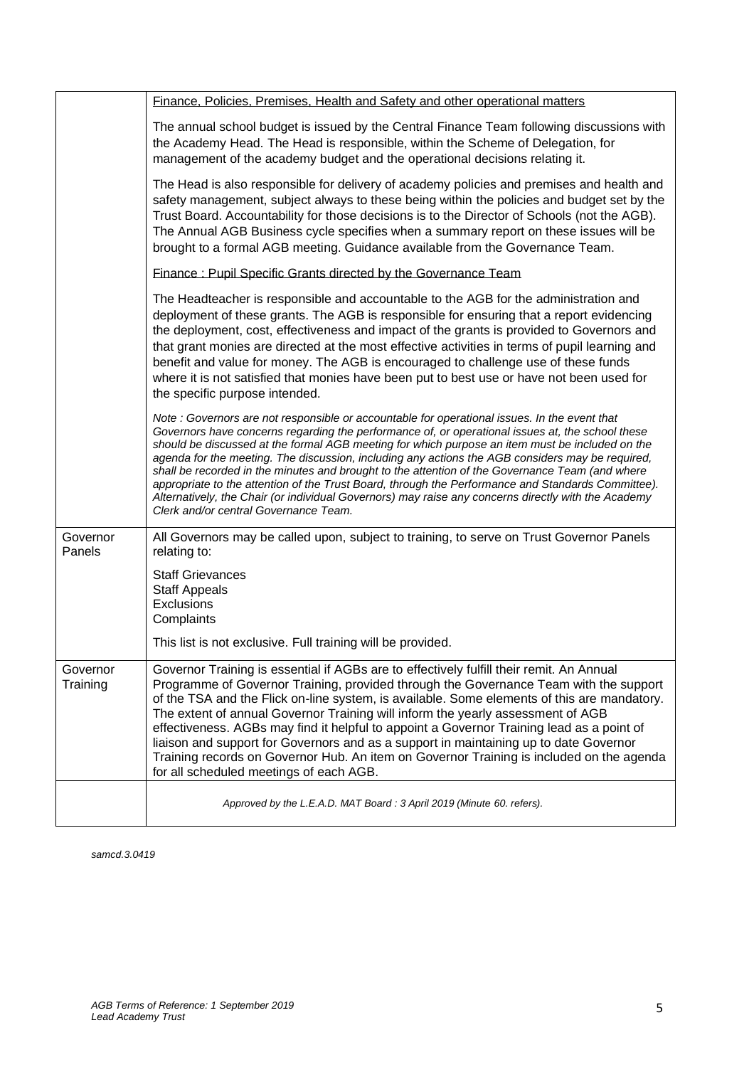| | |
|---|---|
| | Finance, Policies, Premises, Health and Safety and other operational matters<br><br>The annual school budget is issued by the Central Finance Team following discussions with the Academy Head. The Head is responsible, within the Scheme of Delegation, for management of the academy budget and the operational decisions relating it.<br><br>The Head is also responsible for delivery of academy policies and premises and health and safety management, subject always to these being within the policies and budget set by the Trust Board. Accountability for those decisions is to the Director of Schools (not the AGB). The Annual AGB Business cycle specifies when a summary report on these issues will be brought to a formal AGB meeting. Guidance available from the Governance Team.<br><br>Finance : Pupil Specific Grants directed by the Governance Team<br><br>The Headteacher is responsible and accountable to the AGB for the administration and deployment of these grants. The AGB is responsible for ensuring that a report evidencing the deployment, cost, effectiveness and impact of the grants is provided to Governors and that grant monies are directed at the most effective activities in terms of pupil learning and benefit and value for money. The AGB is encouraged to challenge use of these funds where it is not satisfied that monies have been put to best use or have not been used for the specific purpose intended.<br><br>*Note : Governors are not responsible or accountable for operational issues. In the event that Governors have concerns regarding the performance of, or operational issues at, the school these should be discussed at the formal AGB meeting for which purpose an item must be included on the agenda for the meeting. The discussion, including any actions the AGB considers may be required, shall be recorded in the minutes and brought to the attention of the Governance Team (and where appropriate to the attention of the Trust Board, through the Performance and Standards Committee). Alternatively, the Chair (or individual Governors) may raise any concerns directly with the Academy Clerk and/or central Governance Team.* |
| Governor Panels | All Governors may be called upon, subject to training, to serve on Trust Governor Panels relating to:<br><br>Staff Grievances<br>Staff Appeals<br>Exclusions<br>Complaints<br><br>This list is not exclusive. Full training will be provided. |
| Governor Training | Governor Training is essential if AGBs are to effectively fulfill their remit. An Annual Programme of Governor Training, provided through the Governance Team with the support of the TSA and the Flick on-line system, is available. Some elements of this are mandatory. The extent of annual Governor Training will inform the yearly assessment of AGB effectiveness. AGBs may find it helpful to appoint a Governor Training lead as a point of liaison and support for Governors and as a support in maintaining up to date Governor Training records on Governor Hub. An item on Governor Training is included on the agenda for all scheduled meetings of each AGB. |
| | *Approved by the L.E.A.D. MAT Board : 3 April 2019 (Minute 60. refers).* |

*samcd.3.0419*